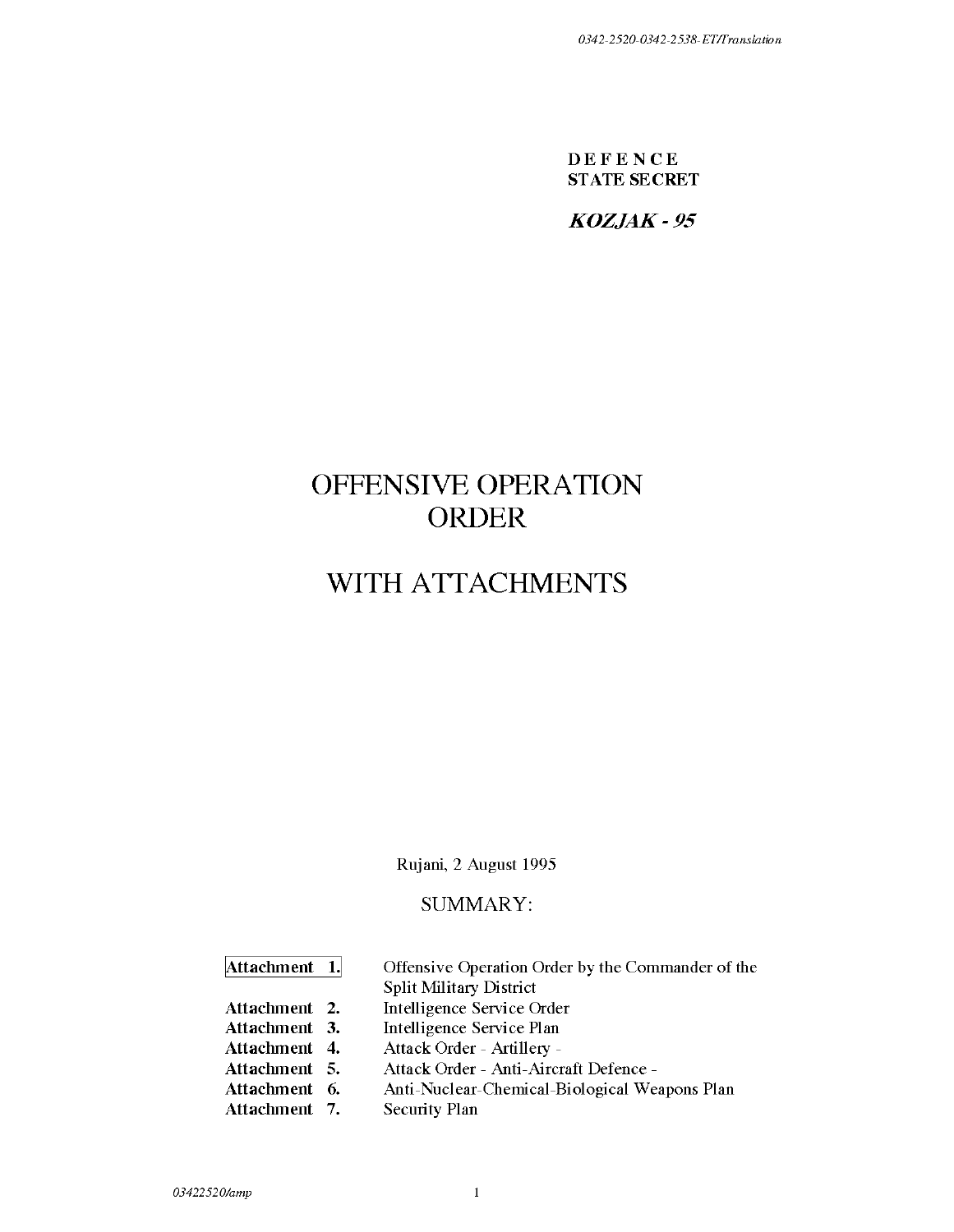**D E F E N C E**
**STATE SECRET**

***KOZJAK - 95***

# OFFENSIVE OPERATION ORDER

# WITH ATTACHMENTS

Rujani, 2 August 1995

SUMMARY:

| | |
|---|---|
| **Attachment 1.** | Offensive Operation Order by the Commander of the Split Military District |
| **Attachment 2.** | Intelligence Service Order |
| **Attachment 3.** | Intelligence Service Plan |
| **Attachment 4.** | Attack Order - Artillery - |
| **Attachment 5.** | Attack Order - Anti-Aircraft Defence - |
| **Attachment 6.** | Anti-Nuclear-Chemical-Biological Weapons Plan |
| **Attachment 7.** | Security Plan |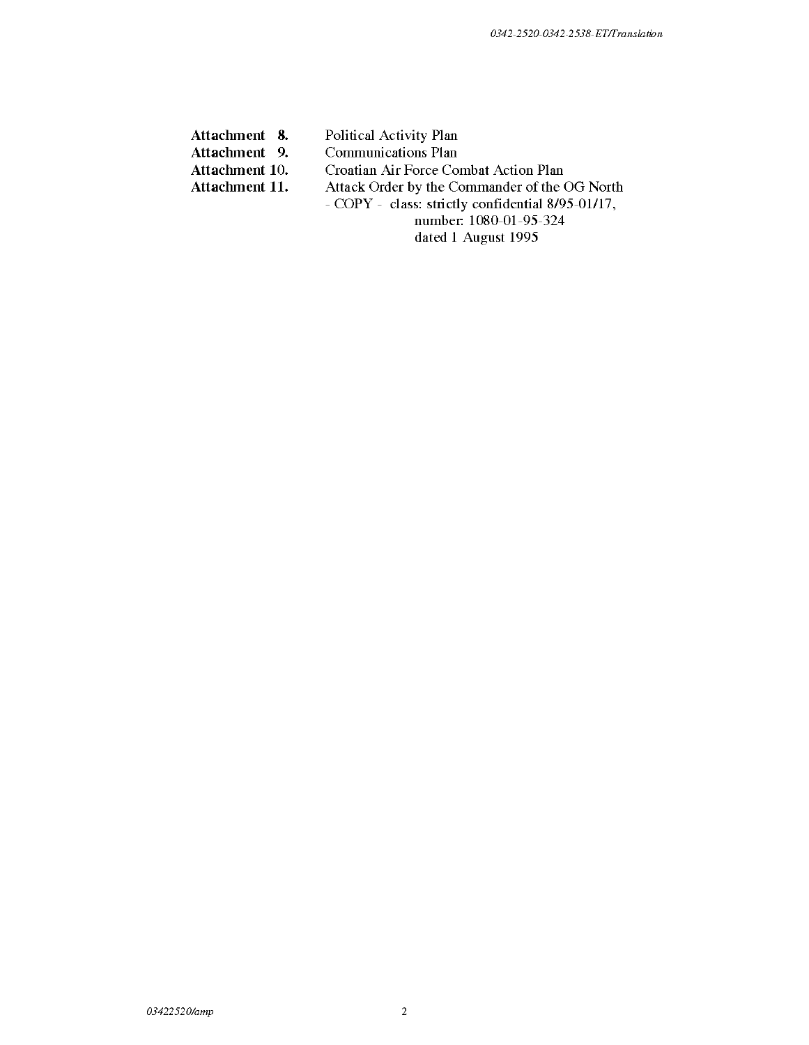| | |
|---|---|
| **Attachment 8.** | Political Activity Plan |
| **Attachment 9.** | Communications Plan |
| **Attachment 10.** | Croatian Air Force Combat Action Plan |
| **Attachment 11.** | Attack Order by the Commander of the OG North - COPY - class: strictly confidential 8/95-01/17, number: 1080-01-95-324 dated 1 August 1995 |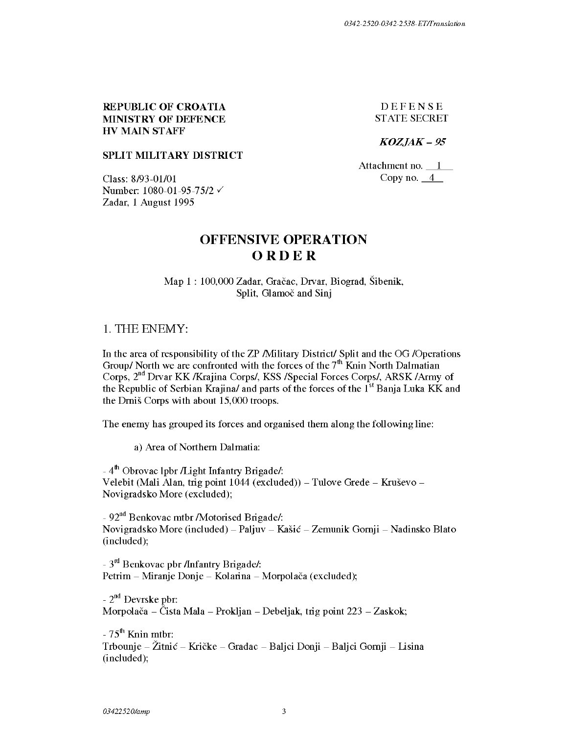**REPUBLIC OF CROATIA**
**MINISTRY OF DEFENCE**
**HV MAIN STAFF**

**SPLIT MILITARY DISTRICT**

Class: 8/93-01/01
Number: 1080-01-95-75/2 ✓
Zadar, 1 August 1995

D E F E N S E
STATE SECRET

***KOZJAK – 95***

Attachment no. 1
Copy no. 4

# OFFENSIVE OPERATION
# O R D E R

Map 1 : 100,000 Zadar, Gračac, Drvar, Biograd, Šibenik, Split, Glamoč and Sinj

## 1. THE ENEMY:

In the area of responsibility of the ZP /Military District/ Split and the OG /Operations Group/ North we are confronted with the forces of the 7th Knin North Dalmatian Corps, 2nd Drvar KK /Krajina Corps/, KSS /Special Forces Corps/, ARSK /Army of the Republic of Serbian Krajina/ and parts of the forces of the 1st Banja Luka KK and the Drniš Corps with about 15,000 troops.

The enemy has grouped its forces and organised them along the following line:

a) Area of Northern Dalmatia:

- 4th Obrovac lpbr /Light Infantry Brigade/:
Velebit (Mali Alan, trig point 1044 (excluded)) – Tulove Grede – Kruševo – Novigradsko More (excluded);

- 92nd Benkovac mtbr /Motorised Brigade/:
Novigradsko More (included) – Paljuv – Kašić – Zemunik Gornji – Nadinsko Blato (included);

- 3rd Benkovac pbr /Infantry Brigade/:
Petrim – Miranje Donje – Kolarina – Morpolača (excluded);

- 2nd Đevrske pbr:
Morpolača – Čista Mala – Prokljan – Debeljak, trig point 223 – Zaskok;

- 75th Knin mtbr:
Trbounje – Žitnić – Kričke – Gradac – Baljci Donji – Baljci Gornji – Lisina (included);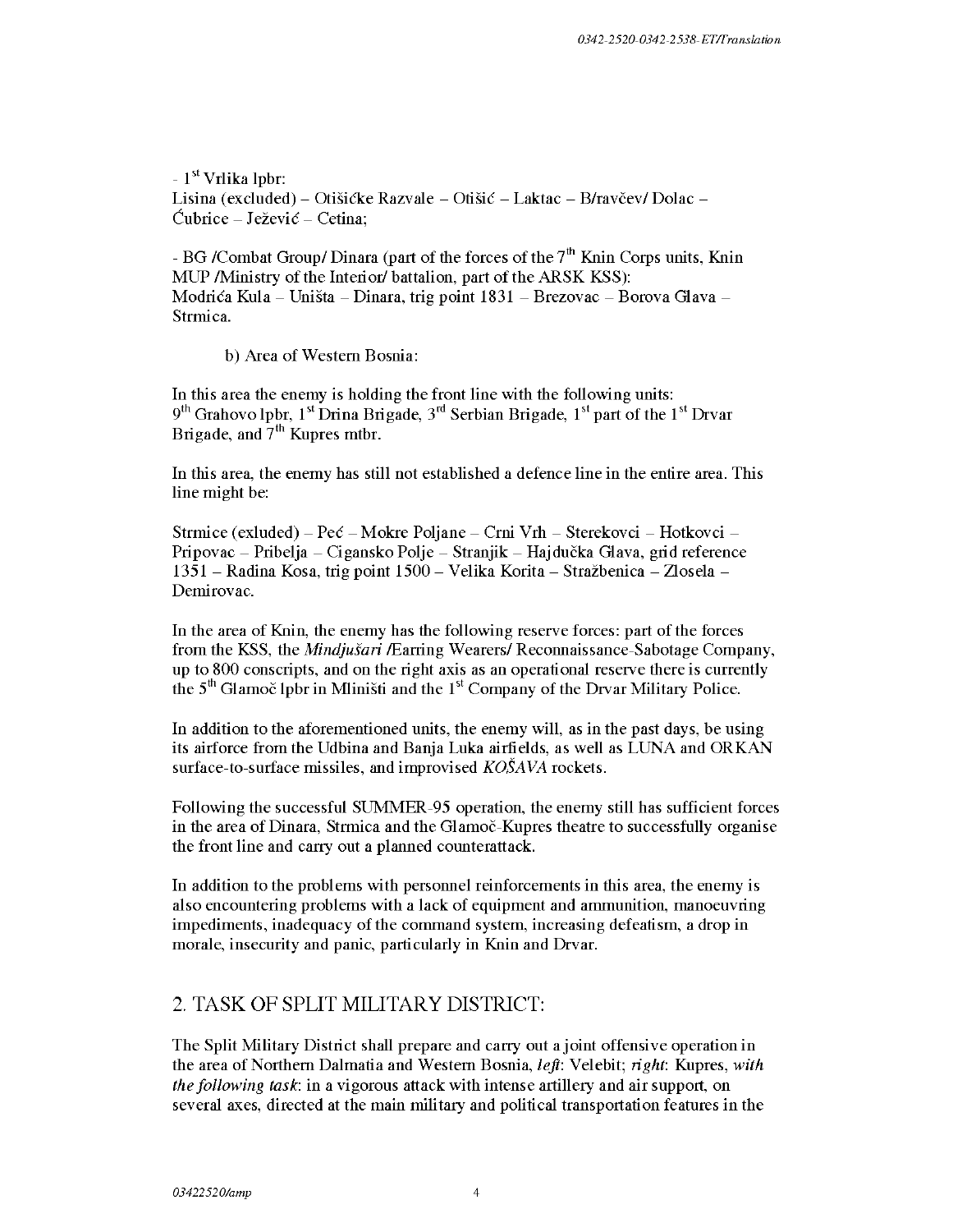- 1st Vrlika lpbr:
Lisina (excluded) – Otišićke Razvale – Otišić – Laktac – B/ravčev/ Dolac – Ćubrice – Ježević – Cetina;

- BG /Combat Group/ Dinara (part of the forces of the 7th Knin Corps units, Knin MUP /Ministry of the Interior/ battalion, part of the ARSK KSS):
Modrića Kula – Uništa – Dinara, trig point 1831 – Brezovac – Borova Glava – Strmica.

b) Area of Western Bosnia:

In this area the enemy is holding the front line with the following units:
9th Grahovo lpbr, 1st Drina Brigade, 3rd Serbian Brigade, 1st part of the 1st Drvar Brigade, and 7th Kupres mtbr.

In this area, the enemy has still not established a defence line in the entire area. This line might be:

Strmice (exluded) – Peć – Mokre Poljane – Crni Vrh – Sterekovci – Hotkovci – Pripovac – Pribelja – Cigansko Polje – Stranjik – Hajdučka Glava, grid reference 1351 – Radina Kosa, trig point 1500 – Velika Korita – Stražbenica – Zlosela – Demirovac.

In the area of Knin, the enemy has the following reserve forces: part of the forces from the KSS, the *Mindjušari* /Earring Wearers/ Reconnaissance-Sabotage Company, up to 800 conscripts, and on the right axis as an operational reserve there is currently the 5th Glamoč lpbr in Mliništi and the 1st Company of the Drvar Military Police.

In addition to the aforementioned units, the enemy will, as in the past days, be using its airforce from the Udbina and Banja Luka airfields, as well as LUNA and ORKAN surface-to-surface missiles, and improvised *KOŠAVA* rockets.

Following the successful SUMMER-95 operation, the enemy still has sufficient forces in the area of Dinara, Strmica and the Glamoč-Kupres theatre to successfully organise the front line and carry out a planned counterattack.

In addition to the problems with personnel reinforcements in this area, the enemy is also encountering problems with a lack of equipment and ammunition, manoeuvring impediments, inadequacy of the command system, increasing defeatism, a drop in morale, insecurity and panic, particularly in Knin and Drvar.

## 2. TASK OF SPLIT MILITARY DISTRICT:

The Split Military District shall prepare and carry out a joint offensive operation in the area of Northern Dalmatia and Western Bosnia, *left*: Velebit; *right*: Kupres, *with the following task*: in a vigorous attack with intense artillery and air support, on several axes, directed at the main military and political transportation features in the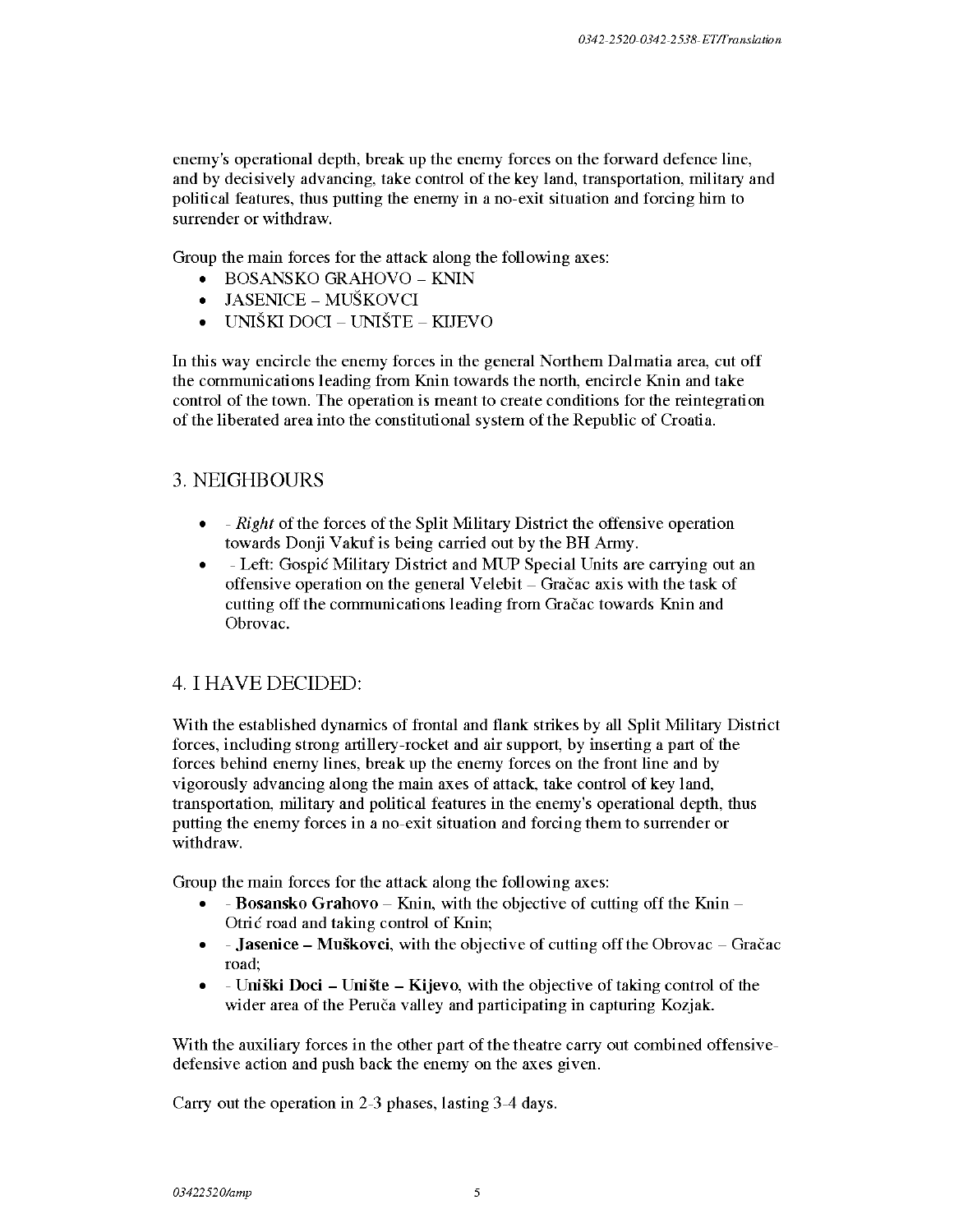enemy's operational depth, break up the enemy forces on the forward defence line, and by decisively advancing, take control of the key land, transportation, military and political features, thus putting the enemy in a no-exit situation and forcing him to surrender or withdraw.

Group the main forces for the attack along the following axes:

- BOSANSKO GRAHOVO – KNIN
- JASENICE – MUŠKOVCI
- UNIŠKI DOCI – UNIŠTE – KIJEVO

In this way encircle the enemy forces in the general Northern Dalmatia area, cut off the communications leading from Knin towards the north, encircle Knin and take control of the town. The operation is meant to create conditions for the reintegration of the liberated area into the constitutional system of the Republic of Croatia.

## 3. NEIGHBOURS

- - *Right* of the forces of the Split Military District the offensive operation towards Donji Vakuf is being carried out by the BH Army.
- - Left: Gospić Military District and MUP Special Units are carrying out an offensive operation on the general Velebit – Gračac axis with the task of cutting off the communications leading from Gračac towards Knin and Obrovac.

## 4. I HAVE DECIDED:

With the established dynamics of frontal and flank strikes by all Split Military District forces, including strong artillery-rocket and air support, by inserting a part of the forces behind enemy lines, break up the enemy forces on the front line and by vigorously advancing along the main axes of attack, take control of key land, transportation, military and political features in the enemy's operational depth, thus putting the enemy forces in a no-exit situation and forcing them to surrender or withdraw.

Group the main forces for the attack along the following axes:

- - **Bosansko Grahovo** – Knin, with the objective of cutting off the Knin – Otrić road and taking control of Knin;
- - **Jasenice – Muškovci**, with the objective of cutting off the Obrovac – Gračac road;
- - **Uniški Doci – Unište – Kijevo**, with the objective of taking control of the wider area of the Peruča valley and participating in capturing Kozjak.

With the auxiliary forces in the other part of the theatre carry out combined offensive-defensive action and push back the enemy on the axes given.

Carry out the operation in 2-3 phases, lasting 3-4 days.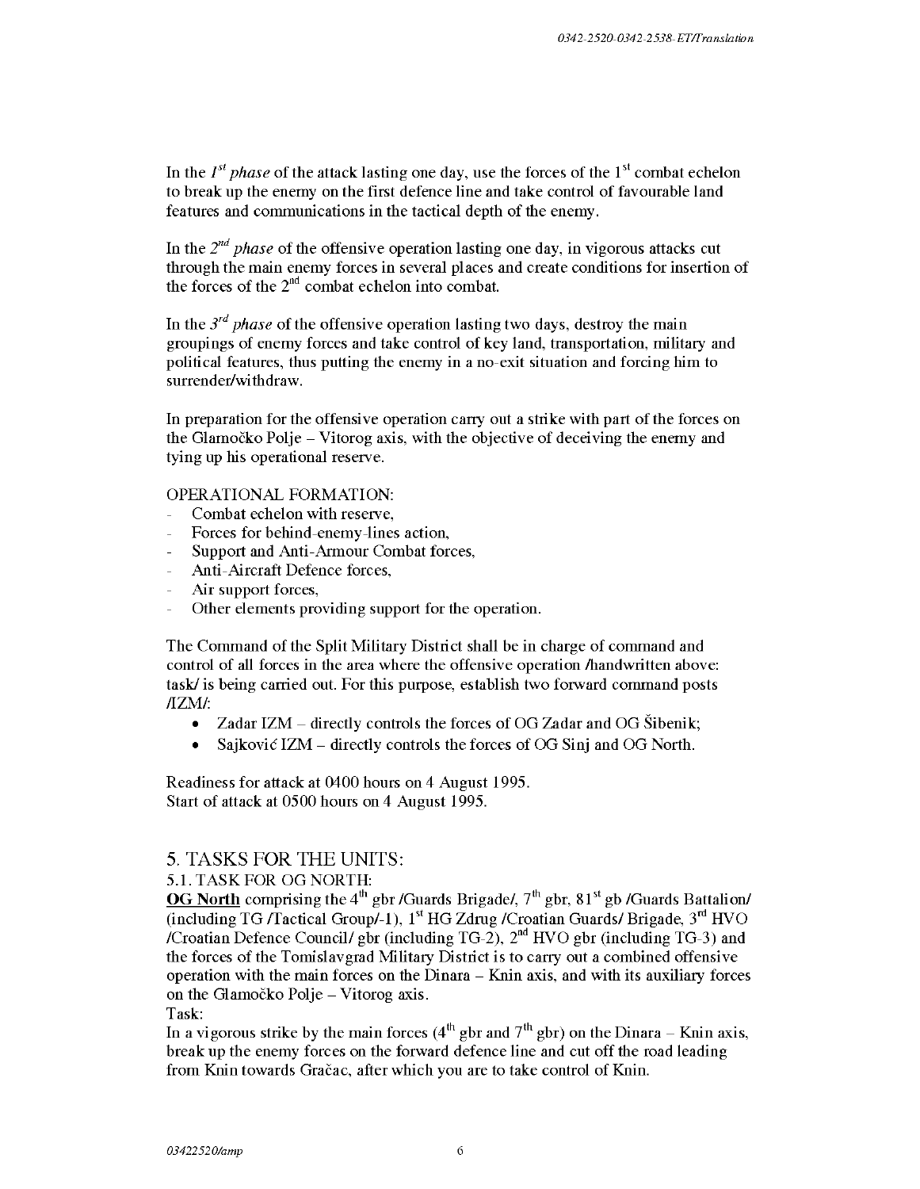In the *1st phase* of the attack lasting one day, use the forces of the 1st combat echelon to break up the enemy on the first defence line and take control of favourable land features and communications in the tactical depth of the enemy.

In the *2nd phase* of the offensive operation lasting one day, in vigorous attacks cut through the main enemy forces in several places and create conditions for insertion of the forces of the 2nd combat echelon into combat.

In the *3rd phase* of the offensive operation lasting two days, destroy the main groupings of enemy forces and take control of key land, transportation, military and political features, thus putting the enemy in a no-exit situation and forcing him to surrender/withdraw.

In preparation for the offensive operation carry out a strike with part of the forces on the Glamočko Polje – Vitorog axis, with the objective of deceiving the enemy and tying up his operational reserve.

OPERATIONAL FORMATION:

- Combat echelon with reserve,
- Forces for behind-enemy-lines action,
- Support and Anti-Armour Combat forces,
- Anti-Aircraft Defence forces,
- Air support forces,
- Other elements providing support for the operation.

The Command of the Split Military District shall be in charge of command and control of all forces in the area where the offensive operation /handwritten above: task/ is being carried out. For this purpose, establish two forward command posts /IZM/:

- Zadar IZM – directly controls the forces of OG Zadar and OG Šibenik;
- Sajković IZM – directly controls the forces of OG Sinj and OG North.

Readiness for attack at 0400 hours on 4 August 1995.
Start of attack at 0500 hours on 4 August 1995.

## 5. TASKS FOR THE UNITS:

5.1. TASK FOR OG NORTH:

**OG North** comprising the 4th gbr /Guards Brigade/, 7th gbr, 81st gb /Guards Battalion/ (including TG /Tactical Group/-1), 1st HG Zdrug /Croatian Guards/ Brigade, 3rd HVO /Croatian Defence Council/ gbr (including TG-2), 2nd HVO gbr (including TG-3) and the forces of the Tomislavgrad Military District is to carry out a combined offensive operation with the main forces on the Dinara – Knin axis, and with its auxiliary forces on the Glamočko Polje – Vitorog axis.

Task:

In a vigorous strike by the main forces (4th gbr and 7th gbr) on the Dinara – Knin axis, break up the enemy forces on the forward defence line and cut off the road leading from Knin towards Gračac, after which you are to take control of Knin.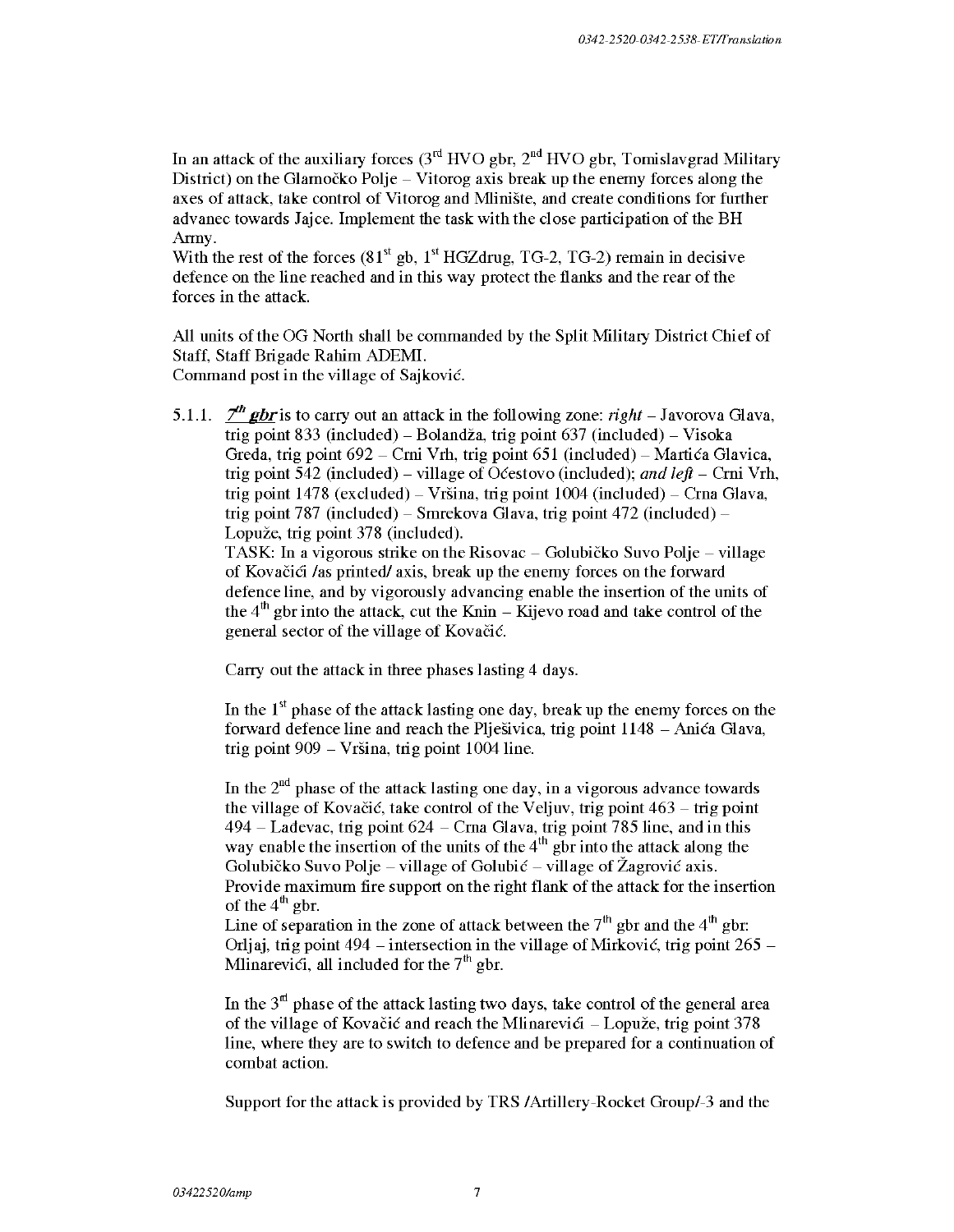In an attack of the auxiliary forces (3rd HVO gbr, 2nd HVO gbr, Tomislavgrad Military District) on the Glamočko Polje – Vitorog axis break up the enemy forces along the axes of attack, take control of Vitorog and Mlinište, and create conditions for further advanec towards Jajce. Implement the task with the close participation of the BH Army.
With the rest of the forces (81st gb, 1st HGZdrug, TG-2, TG-2) remain in decisive defence on the line reached and in this way protect the flanks and the rear of the forces in the attack.

All units of the OG North shall be commanded by the Split Military District Chief of Staff, Staff Brigade Rahim ADEMI.
Command post in the village of Sajković.

5.1.1. ***7th gbr*** is to carry out an attack in the following zone: *right* – Javorova Glava, trig point 833 (included) – Bolandža, trig point 637 (included) – Visoka Greda, trig point 692 – Crni Vrh, trig point 651 (included) – Martića Glavica, trig point 542 (included) – village of Oćestovo (included); *and left* – Crni Vrh, trig point 1478 (excluded) – Vršina, trig point 1004 (included) – Crna Glava, trig point 787 (included) – Smrekova Glava, trig point 472 (included) – Lopuže, trig point 378 (included).
TASK: In a vigorous strike on the Risovac – Golubičko Suvo Polje – village of Kovačići /as printed/ axis, break up the enemy forces on the forward defence line, and by vigorously advancing enable the insertion of the units of the 4th gbr into the attack, cut the Knin – Kijevo road and take control of the general sector of the village of Kovačić.

Carry out the attack in three phases lasting 4 days.

In the 1st phase of the attack lasting one day, break up the enemy forces on the forward defence line and reach the Plješivica, trig point 1148 – Anića Glava, trig point 909 – Vršina, trig point 1004 line.

In the 2nd phase of the attack lasting one day, in a vigorous advance towards the village of Kovačić, take control of the Veljuv, trig point 463 – trig point 494 – Ladevac, trig point 624 – Crna Glava, trig point 785 line, and in this way enable the insertion of the units of the 4th gbr into the attack along the Golubičko Suvo Polje – village of Golubić – village of Žagrović axis.
Provide maximum fire support on the right flank of the attack for the insertion of the 4th gbr.
Line of separation in the zone of attack between the 7th gbr and the 4th gbr: Orljaj, trig point 494 – intersection in the village of Mirković, trig point 265 – Mlinarevići, all included for the 7th gbr.

In the 3rd phase of the attack lasting two days, take control of the general area of the village of Kovačić and reach the Mlinarevići – Lopuže, trig point 378 line, where they are to switch to defence and be prepared for a continuation of combat action.

Support for the attack is provided by TRS /Artillery-Rocket Group/-3 and the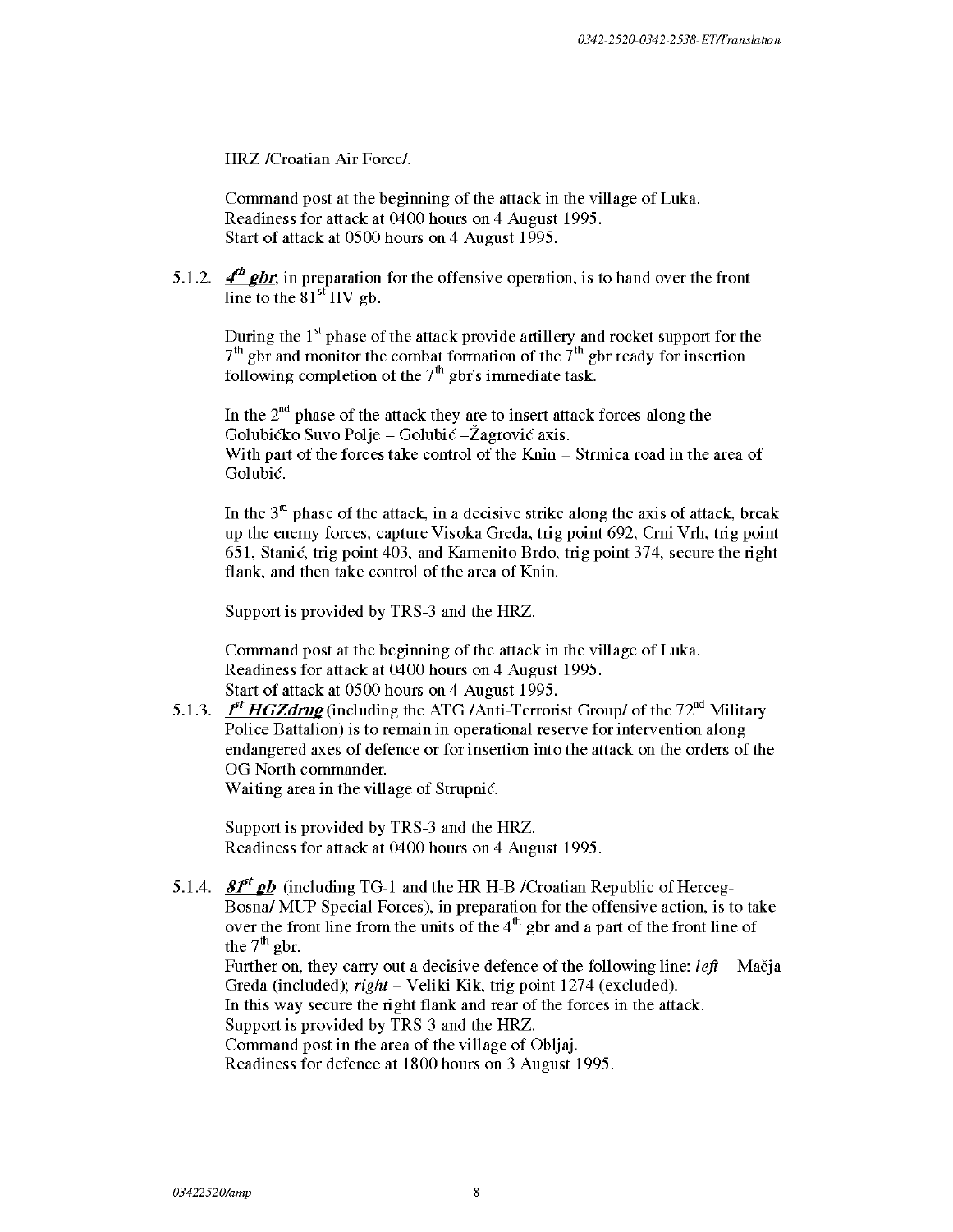HRZ /Croatian Air Force/.

Command post at the beginning of the attack in the village of Luka.
Readiness for attack at 0400 hours on 4 August 1995.
Start of attack at 0500 hours on 4 August 1995.

5.1.2. ***4th gbr***, in preparation for the offensive operation, is to hand over the front line to the 81st HV gb.

During the 1st phase of the attack provide artillery and rocket support for the 7th gbr and monitor the combat formation of the 7th gbr ready for insertion following completion of the 7th gbr's immediate task.

In the 2nd phase of the attack they are to insert attack forces along the Golubićko Suvo Polje – Golubić –Žagrović axis.
With part of the forces take control of the Knin – Strmica road in the area of Golubić.

In the 3rd phase of the attack, in a decisive strike along the axis of attack, break up the enemy forces, capture Visoka Greda, trig point 692, Crni Vrh, trig point 651, Stanić, trig point 403, and Kamenito Brdo, trig point 374, secure the right flank, and then take control of the area of Knin.

Support is provided by TRS-3 and the HRZ.

Command post at the beginning of the attack in the village of Luka.
Readiness for attack at 0400 hours on 4 August 1995.
Start of attack at 0500 hours on 4 August 1995.

5.1.3. ***1st HGZdrug*** (including the ATG /Anti-Terrorist Group/ of the 72nd Military Police Battalion) is to remain in operational reserve for intervention along endangered axes of defence or for insertion into the attack on the orders of the OG North commander.
Waiting area in the village of Strupnić.

Support is provided by TRS-3 and the HRZ.
Readiness for attack at 0400 hours on 4 August 1995.

5.1.4. ***81st gb*** (including TG-1 and the HR H-B /Croatian Republic of Herceg-Bosna/ MUP Special Forces), in preparation for the offensive action, is to take over the front line from the units of the 4th gbr and a part of the front line of the 7th gbr.
Further on, they carry out a decisive defence of the following line: *left* – Mačja Greda (included); *right* – Veliki Kik, trig point 1274 (excluded).
In this way secure the right flank and rear of the forces in the attack.
Support is provided by TRS-3 and the HRZ.
Command post in the area of the village of Obljaj.
Readiness for defence at 1800 hours on 3 August 1995.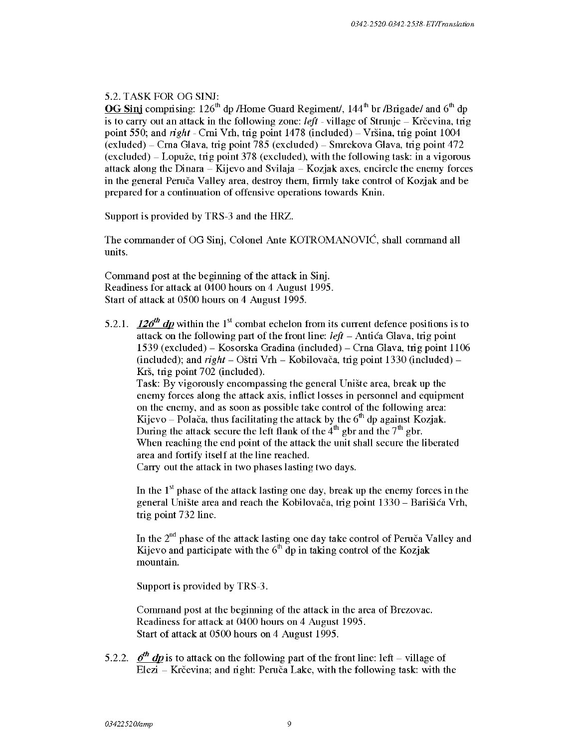5.2. TASK FOR OG SINJ:

**OG Sinj** comprising: 126th dp /Home Guard Regiment/, 144th br /Brigade/ and 6th dp is to carry out an attack in the following zone: *left* - village of Strunje – Krčevina, trig point 550; and *right* - Crni Vrh, trig point 1478 (included) – Vršina, trig point 1004 (exluded) – Crna Glava, trig point 785 (excluded) – Smrekova Glava, trig point 472 (excluded) – Lopuže, trig point 378 (excluded), with the following task: in a vigorous attack along the Dinara – Kijevo and Svilaja – Kozjak axes, encircle the enemy forces in the general Peruča Valley area, destroy them, firmly take control of Kozjak and be prepared for a continuation of offensive operations towards Knin.

Support is provided by TRS-3 and the HRZ.

The commander of OG Sinj, Colonel Ante KOTROMANOVIĆ, shall command all units.

Command post at the beginning of the attack in Sinj.
Readiness for attack at 0400 hours on 4 August 1995.
Start of attack at 0500 hours on 4 August 1995.

5.2.1. ***126th dp*** within the 1st combat echelon from its current defence positions is to attack on the following part of the front line: *left* – Antića Glava, trig point 1539 (excluded) – Kosorska Gradina (included) – Crna Glava, trig point 1106 (included); and *right* – Oštri Vrh – Kobilovača, trig point 1330 (included) – Krš, trig point 702 (included).
Task: By vigorously encompassing the general Unište area, break up the enemy forces along the attack axis, inflict losses in personnel and equipment on the enemy, and as soon as possible take control of the following area: Kijevo – Polača, thus facilitating the attack by the 6th dp against Kozjak.
During the attack secure the left flank of the 4th gbr and the 7th gbr.
When reaching the end point of the attack the unit shall secure the liberated area and fortify itself at the line reached.
Carry out the attack in two phases lasting two days.

In the 1st phase of the attack lasting one day, break up the enemy forces in the general Unište area and reach the Kobilovača, trig point 1330 – Barišića Vrh, trig point 732 line.

In the 2nd phase of the attack lasting one day take control of Peruča Valley and Kijevo and participate with the 6th dp in taking control of the Kozjak mountain.

Support is provided by TRS-3.

Command post at the beginning of the attack in the area of Brezovac.
Readiness for attack at 0400 hours on 4 August 1995.
Start of attack at 0500 hours on 4 August 1995.

5.2.2. ***6th dp*** is to attack on the following part of the front line: left – village of Elezi – Krčevina; and right: Peruča Lake, with the following task: with the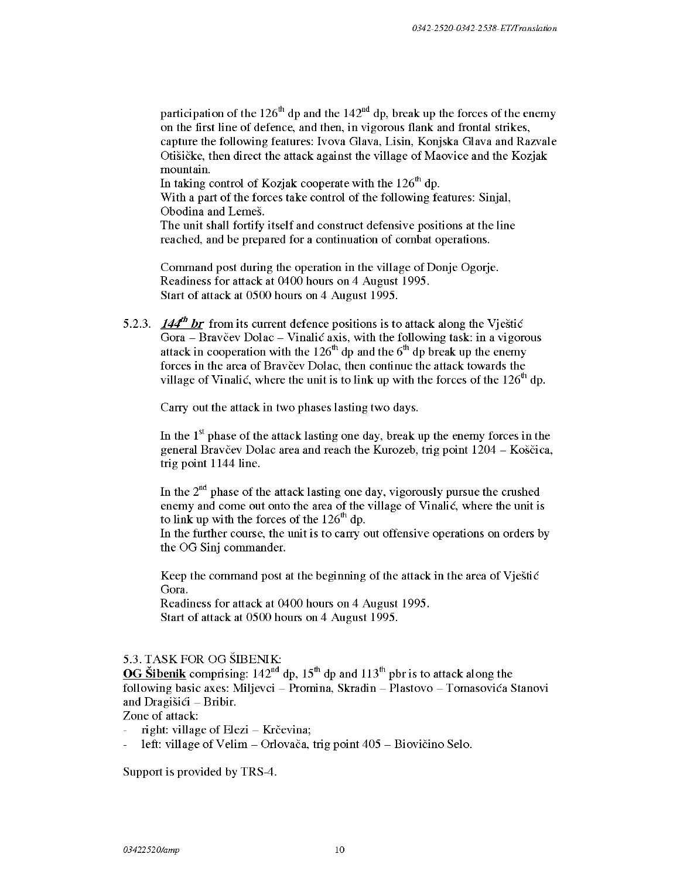participation of the 126th dp and the 142nd dp, break up the forces of the enemy on the first line of defence, and then, in vigorous flank and frontal strikes, capture the following features: Ivova Glava, Lisin, Konjska Glava and Razvale Otišičke, then direct the attack against the village of Maovice and the Kozjak mountain.
In taking control of Kozjak cooperate with the 126th dp.
With a part of the forces take control of the following features: Sinjal, Obodina and Lemeš.
The unit shall fortify itself and construct defensive positions at the line reached, and be prepared for a continuation of combat operations.

Command post during the operation in the village of Donje Ogorje.
Readiness for attack at 0400 hours on 4 August 1995.
Start of attack at 0500 hours on 4 August 1995.

5.2.3. ***144th br*** from its current defence positions is to attack along the Vještić Gora – Bravčev Dolac – Vinalić axis, with the following task: in a vigorous attack in cooperation with the 126th dp and the 6th dp break up the enemy forces in the area of Bravčev Dolac, then continue the attack towards the village of Vinalić, where the unit is to link up with the forces of the 126th dp.

Carry out the attack in two phases lasting two days.

In the 1st phase of the attack lasting one day, break up the enemy forces in the general Bravčev Dolac area and reach the Kurozeb, trig point 1204 – Koščica, trig point 1144 line.

In the 2nd phase of the attack lasting one day, vigorously pursue the crushed enemy and come out onto the area of the village of Vinalić, where the unit is to link up with the forces of the 126th dp.
In the further course, the unit is to carry out offensive operations on orders by the OG Sinj commander.

Keep the command post at the beginning of the attack in the area of Vještić Gora.
Readiness for attack at 0400 hours on 4 August 1995.
Start of attack at 0500 hours on 4 August 1995.

5.3. TASK FOR OG ŠIBENIK:
**OG Šibenik** comprising: 142nd dp, 15th dp and 113th pbr is to attack along the following basic axes: Miljevci – Promina, Skradin – Plastovo – Tomasovića Stanovi and Dragišići – Bribir.
Zone of attack:

- right: village of Elezi – Krčevina;
- left: village of Velim – Orlovača, trig point 405 – Biovičino Selo.

Support is provided by TRS-4.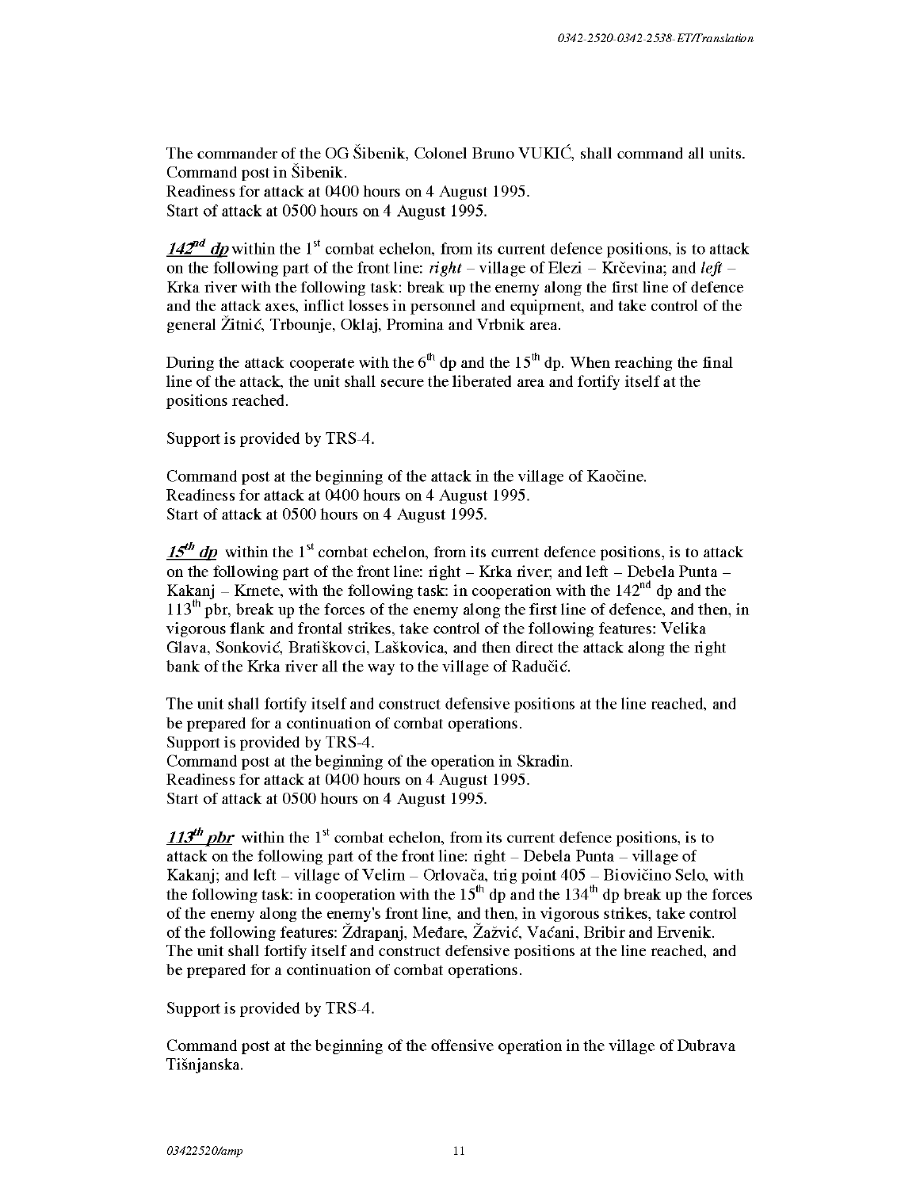The commander of the OG Šibenik, Colonel Bruno VUKIĆ, shall command all units.
Command post in Šibenik.
Readiness for attack at 0400 hours on 4 August 1995.
Start of attack at 0500 hours on 4 August 1995.

***142nd dp*** within the 1st combat echelon, from its current defence positions, is to attack on the following part of the front line: *right* – village of Elezi – Krčevina; and *left* – Krka river with the following task: break up the enemy along the first line of defence and the attack axes, inflict losses in personnel and equipment, and take control of the general Žitnić, Trbounje, Oklaj, Promina and Vrbnik area.

During the attack cooperate with the 6th dp and the 15th dp. When reaching the final line of the attack, the unit shall secure the liberated area and fortify itself at the positions reached.

Support is provided by TRS-4.

Command post at the beginning of the attack in the village of Kaočine.
Readiness for attack at 0400 hours on 4 August 1995.
Start of attack at 0500 hours on 4 August 1995.

***15th dp*** within the 1st combat echelon, from its current defence positions, is to attack on the following part of the front line: right – Krka river; and left – Debela Punta – Kakanj – Krnete, with the following task: in cooperation with the 142nd dp and the 113th pbr, break up the forces of the enemy along the first line of defence, and then, in vigorous flank and frontal strikes, take control of the following features: Velika Glava, Sonković, Bratiškovci, Laškovica, and then direct the attack along the right bank of the Krka river all the way to the village of Radučić.

The unit shall fortify itself and construct defensive positions at the line reached, and be prepared for a continuation of combat operations.
Support is provided by TRS-4.
Command post at the beginning of the operation in Skradin.
Readiness for attack at 0400 hours on 4 August 1995.
Start of attack at 0500 hours on 4 August 1995.

***113th pbr*** within the 1st combat echelon, from its current defence positions, is to attack on the following part of the front line: right – Debela Punta – village of Kakanj; and left – village of Velim – Orlovača, trig point 405 – Biovičino Selo, with the following task: in cooperation with the 15th dp and the 134th dp break up the forces of the enemy along the enemy's front line, and then, in vigorous strikes, take control of the following features: Ždrapanj, Međare, Žažvić, Vaćani, Bribir and Ervenik.
The unit shall fortify itself and construct defensive positions at the line reached, and be prepared for a continuation of combat operations.

Support is provided by TRS-4.

Command post at the beginning of the offensive operation in the village of Dubrava Tišnjanska.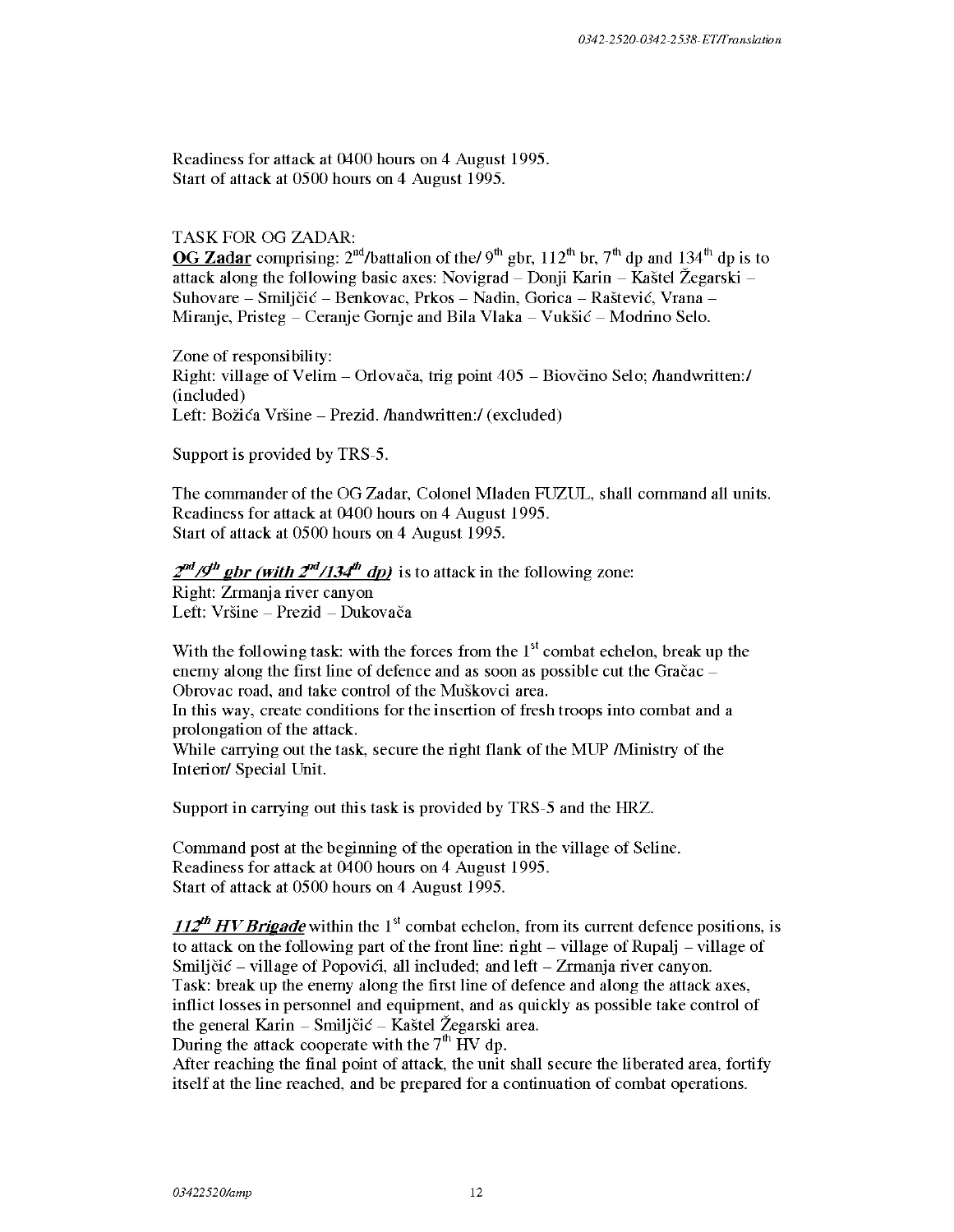Readiness for attack at 0400 hours on 4 August 1995.
Start of attack at 0500 hours on 4 August 1995.

TASK FOR OG ZADAR:
**OG Zadar** comprising: 2nd/battalion of the/ 9th gbr, 112th br, 7th dp and 134th dp is to attack along the following basic axes: Novigrad – Donji Karin – Kaštel Žegarski – Suhovare – Smiljčić – Benkovac, Prkos – Nadin, Gorica – Raštević, Vrana – Miranje, Pristeg – Ceranje Gornje and Bila Vlaka – Vukšić – Modrino Selo.

Zone of responsibility:
Right: village of Velim – Orlovača, trig point 405 – Biovčino Selo; /handwritten:/ (included)
Left: Božića Vršine – Prezid. /handwritten:/ (excluded)

Support is provided by TRS-5.

The commander of the OG Zadar, Colonel Mladen FUZUL, shall command all units.
Readiness for attack at 0400 hours on 4 August 1995.
Start of attack at 0500 hours on 4 August 1995.

***2nd/9th gbr (with 2nd/134th dp)*** is to attack in the following zone:
Right: Zrmanja river canyon
Left: Vršine – Prezid – Dukovača

With the following task: with the forces from the 1st combat echelon, break up the enemy along the first line of defence and as soon as possible cut the Gračac – Obrovac road, and take control of the Muškovci area.
In this way, create conditions for the insertion of fresh troops into combat and a prolongation of the attack.
While carrying out the task, secure the right flank of the MUP /Ministry of the Interior/ Special Unit.

Support in carrying out this task is provided by TRS-5 and the HRZ.

Command post at the beginning of the operation in the village of Seline.
Readiness for attack at 0400 hours on 4 August 1995.
Start of attack at 0500 hours on 4 August 1995.

***112th HV Brigade*** within the 1st combat echelon, from its current defence positions, is to attack on the following part of the front line: right – village of Rupalj – village of Smiljčić – village of Popovići, all included; and left – Zrmanja river canyon.
Task: break up the enemy along the first line of defence and along the attack axes, inflict losses in personnel and equipment, and as quickly as possible take control of the general Karin – Smiljčić – Kaštel Žegarski area.
During the attack cooperate with the 7th HV dp.
After reaching the final point of attack, the unit shall secure the liberated area, fortify itself at the line reached, and be prepared for a continuation of combat operations.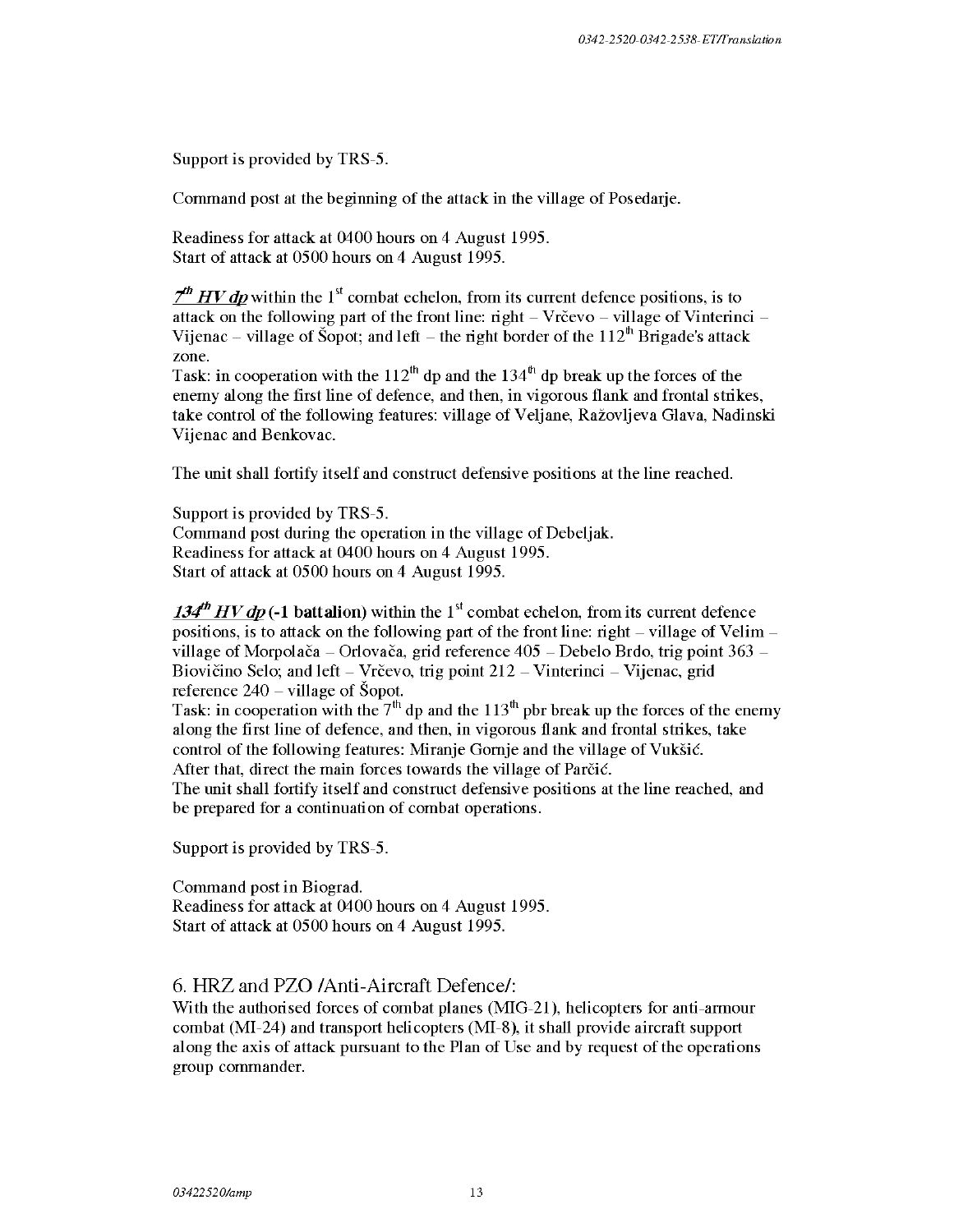Support is provided by TRS-5.

Command post at the beginning of the attack in the village of Posedarje.

Readiness for attack at 0400 hours on 4 August 1995.
Start of attack at 0500 hours on 4 August 1995.

***7th HV dp*** within the 1st combat echelon, from its current defence positions, is to attack on the following part of the front line: right – Vrčevo – village of Vinterinci – Vijenac – village of Šopot; and left – the right border of the 112th Brigade's attack zone.
Task: in cooperation with the 112th dp and the 134th dp break up the forces of the enemy along the first line of defence, and then, in vigorous flank and frontal strikes, take control of the following features: village of Veljane, Ražovljeva Glava, Nadinski Vijenac and Benkovac.

The unit shall fortify itself and construct defensive positions at the line reached.

Support is provided by TRS-5.
Command post during the operation in the village of Debeljak.
Readiness for attack at 0400 hours on 4 August 1995.
Start of attack at 0500 hours on 4 August 1995.

***134th HV dp*** **(-1 battalion)** within the 1st combat echelon, from its current defence positions, is to attack on the following part of the front line: right – village of Velim – village of Morpolača – Orlovača, grid reference 405 – Debelo Brdo, trig point 363 – Biovičino Selo; and left – Vrčevo, trig point 212 – Vinterinci – Vijenac, grid reference 240 – village of Šopot.
Task: in cooperation with the 7th dp and the 113th pbr break up the forces of the enemy along the first line of defence, and then, in vigorous flank and frontal strikes, take control of the following features: Miranje Gornje and the village of Vukšić.
After that, direct the main forces towards the village of Parčić.
The unit shall fortify itself and construct defensive positions at the line reached, and be prepared for a continuation of combat operations.

Support is provided by TRS-5.

Command post in Biograd.
Readiness for attack at 0400 hours on 4 August 1995.
Start of attack at 0500 hours on 4 August 1995.

## 6. HRZ and PZO /Anti-Aircraft Defence/:

With the authorised forces of combat planes (MIG-21), helicopters for anti-armour combat (MI-24) and transport helicopters (MI-8), it shall provide aircraft support along the axis of attack pursuant to the Plan of Use and by request of the operations group commander.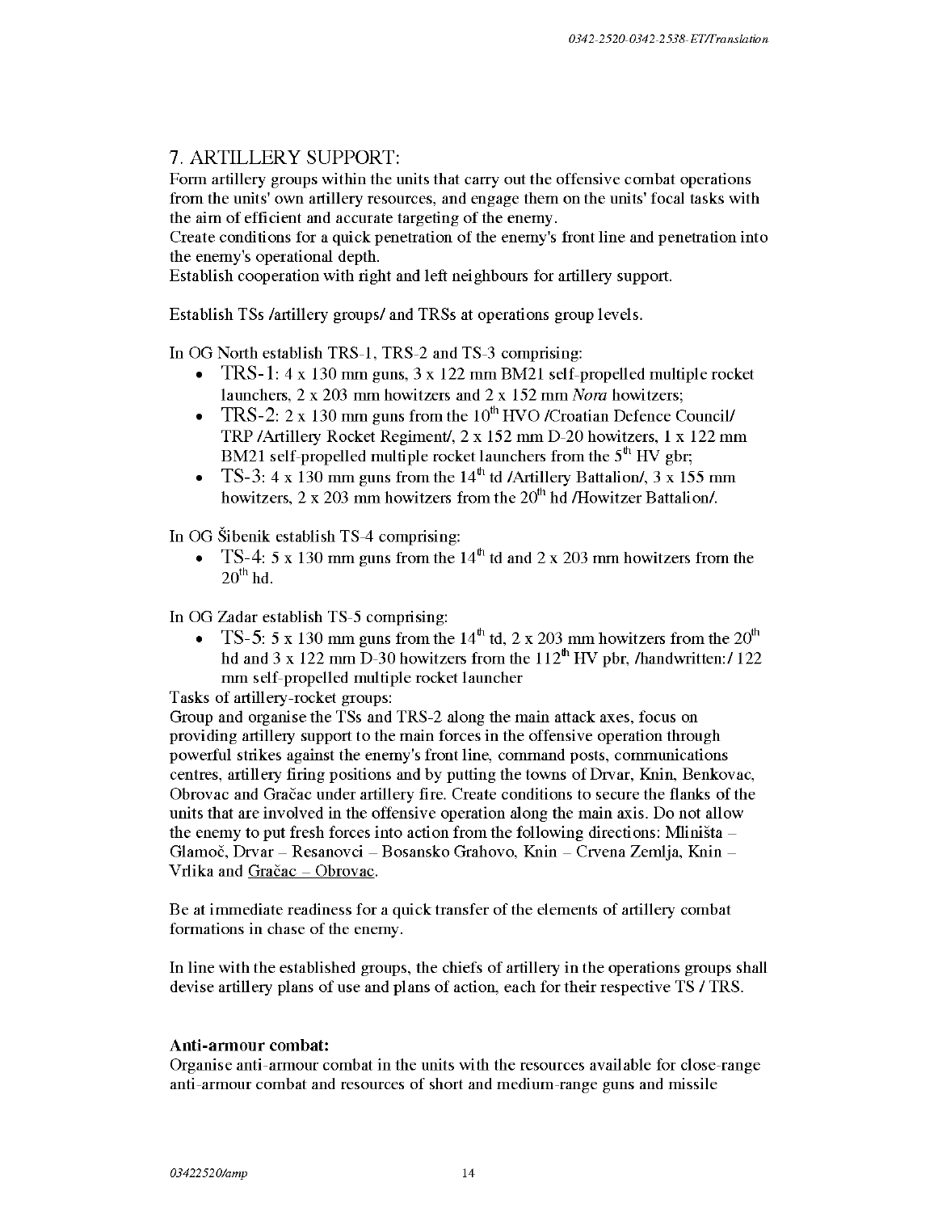## 7. ARTILLERY SUPPORT:

Form artillery groups within the units that carry out the offensive combat operations from the units' own artillery resources, and engage them on the units' focal tasks with the aim of efficient and accurate targeting of the enemy.

Create conditions for a quick penetration of the enemy's front line and penetration into the enemy's operational depth.

Establish cooperation with right and left neighbours for artillery support.

Establish TSs /artillery groups/ and TRSs at operations group levels.

In OG North establish TRS-1, TRS-2 and TS-3 comprising:

- TRS-1: 4 x 130 mm guns, 3 x 122 mm BM21 self-propelled multiple rocket launchers, 2 x 203 mm howitzers and 2 x 152 mm *Nora* howitzers;
- TRS-2: 2 x 130 mm guns from the 10th HVO /Croatian Defence Council/ TRP /Artillery Rocket Regiment/, 2 x 152 mm D-20 howitzers, 1 x 122 mm BM21 self-propelled multiple rocket launchers from the 5th HV gbr;
- TS-3: 4 x 130 mm guns from the 14th td /Artillery Battalion/, 3 x 155 mm howitzers, 2 x 203 mm howitzers from the 20th hd /Howitzer Battalion/.

In OG Šibenik establish TS-4 comprising:

- TS-4: 5 x 130 mm guns from the 14th td and 2 x 203 mm howitzers from the 20th hd.

In OG Zadar establish TS-5 comprising:

- TS-5: 5 x 130 mm guns from the 14th td, 2 x 203 mm howitzers from the 20th hd and 3 x 122 mm D-30 howitzers from the 112th HV pbr, /handwritten:/ 122 mm self-propelled multiple rocket launcher

Tasks of artillery-rocket groups:

Group and organise the TSs and TRS-2 along the main attack axes, focus on providing artillery support to the main forces in the offensive operation through powerful strikes against the enemy's front line, command posts, communications centres, artillery firing positions and by putting the towns of Drvar, Knin, Benkovac, Obrovac and Gračac under artillery fire. Create conditions to secure the flanks of the units that are involved in the offensive operation along the main axis. Do not allow the enemy to put fresh forces into action from the following directions: Mliništa – Glamoč, Drvar – Resanovci – Bosansko Grahovo, Knin – Crvena Zemlja, Knin – Vrlika and <u>Gračac – Obrovac</u>.

Be at immediate readiness for a quick transfer of the elements of artillery combat formations in chase of the enemy.

In line with the established groups, the chiefs of artillery in the operations groups shall devise artillery plans of use and plans of action, each for their respective TS / TRS.

**Anti-armour combat:**

Organise anti-armour combat in the units with the resources available for close-range anti-armour combat and resources of short and medium-range guns and missile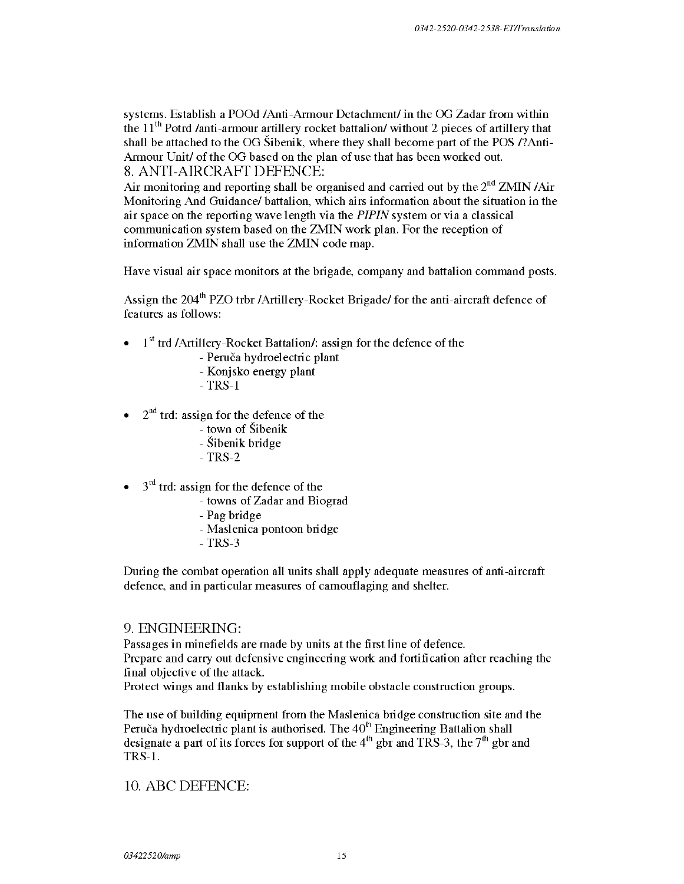systems. Establish a POOd /Anti-Armour Detachment/ in the OG Zadar from within the 11th Potrd /anti-armour artillery rocket battalion/ without 2 pieces of artillery that shall be attached to the OG Šibenik, where they shall become part of the POS /?Anti-Armour Unit/ of the OG based on the plan of use that has been worked out.

## 8. ANTI-AIRCRAFT DEFENCE:

Air monitoring and reporting shall be organised and carried out by the 2nd ZMIN /Air Monitoring And Guidance/ battalion, which airs information about the situation in the air space on the reporting wave length via the *PIPIN* system or via a classical communication system based on the ZMIN work plan. For the reception of information ZMIN shall use the ZMIN code map.

Have visual air space monitors at the brigade, company and battalion command posts.

Assign the 204th PZO trbr /Artillery-Rocket Brigade/ for the anti-aircraft defence of features as follows:

- 1st trd /Artillery-Rocket Battalion/: assign for the defence of the
  - Peruča hydroelectric plant
  - Konjsko energy plant
  - TRS-1
- 2nd trd: assign for the defence of the
  - town of Šibenik
  - Šibenik bridge
  - TRS-2
- 3rd trd: assign for the defence of the
  - towns of Zadar and Biograd
  - Pag bridge
  - Maslenica pontoon bridge
  - TRS-3

During the combat operation all units shall apply adequate measures of anti-aircraft defence, and in particular measures of camouflaging and shelter.

## 9. ENGINEERING:

Passages in minefields are made by units at the first line of defence.
Prepare and carry out defensive engineering work and fortification after reaching the final objective of the attack.
Protect wings and flanks by establishing mobile obstacle construction groups.

The use of building equipment from the Maslenica bridge construction site and the Peruča hydroelectric plant is authorised. The 40th Engineering Battalion shall designate a part of its forces for support of the 4th gbr and TRS-3, the 7th gbr and TRS-1.

## 10. ABC DEFENCE: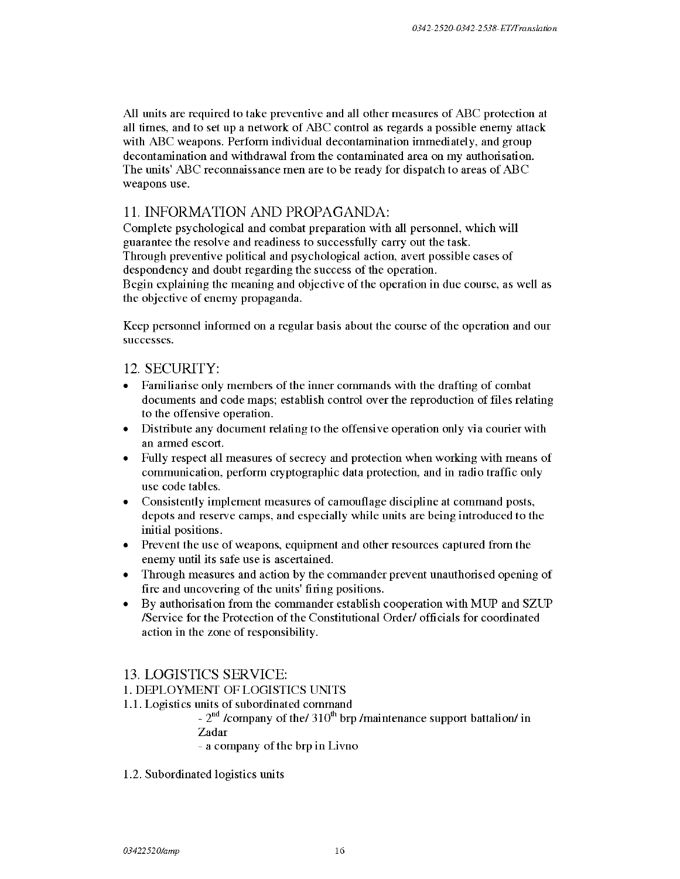All units are required to take preventive and all other measures of ABC protection at all times, and to set up a network of ABC control as regards a possible enemy attack with ABC weapons. Perform individual decontamination immediately, and group decontamination and withdrawal from the contaminated area on my authorisation. The units' ABC reconnaissance men are to be ready for dispatch to areas of ABC weapons use.

## 11. INFORMATION AND PROPAGANDA:

Complete psychological and combat preparation with all personnel, which will guarantee the resolve and readiness to successfully carry out the task.
Through preventive political and psychological action, avert possible cases of despondency and doubt regarding the success of the operation.
Begin explaining the meaning and objective of the operation in due course, as well as the objective of enemy propaganda.

Keep personnel informed on a regular basis about the course of the operation and our successes.

## 12. SECURITY:

- Familiarise only members of the inner commands with the drafting of combat documents and code maps; establish control over the reproduction of files relating to the offensive operation.
- Distribute any document relating to the offensive operation only via courier with an armed escort.
- Fully respect all measures of secrecy and protection when working with means of communication, perform cryptographic data protection, and in radio traffic only use code tables.
- Consistently implement measures of camouflage discipline at command posts, depots and reserve camps, and especially while units are being introduced to the initial positions.
- Prevent the use of weapons, equipment and other resources captured from the enemy until its safe use is ascertained.
- Through measures and action by the commander prevent unauthorised opening of fire and uncovering of the units' firing positions.
- By authorisation from the commander establish cooperation with MUP and SZUP /Service for the Protection of the Constitutional Order/ officials for coordinated action in the zone of responsibility.

## 13. LOGISTICS SERVICE:

1. DEPLOYMENT OF LOGISTICS UNITS

1.1. Logistics units of subordinated command

- 2nd /company of the/ 310th brp /maintenance support battalion/ in Zadar
- a company of the brp in Livno

1.2. Subordinated logistics units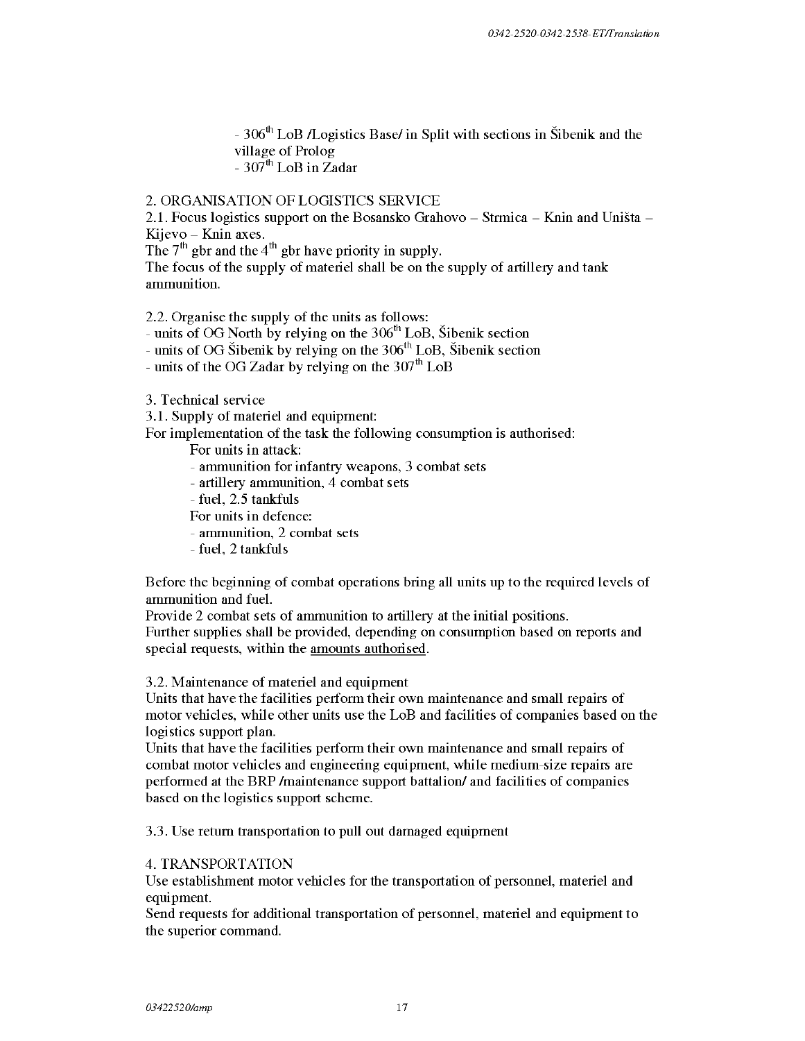- 306th LoB /Logistics Base/ in Split with sections in Šibenik and the village of Prolog
- 307th LoB in Zadar

2. ORGANISATION OF LOGISTICS SERVICE

2.1. Focus logistics support on the Bosansko Grahovo – Strmica – Knin and Uništa – Kijevo – Knin axes.
The 7th gbr and the 4th gbr have priority in supply.
The focus of the supply of materiel shall be on the supply of artillery and tank ammunition.

2.2. Organise the supply of the units as follows:
- units of OG North by relying on the 306th LoB, Šibenik section
- units of OG Šibenik by relying on the 306th LoB, Šibenik section
- units of the OG Zadar by relying on the 307th LoB

3. Technical service

3.1. Supply of materiel and equipment:
For implementation of the task the following consumption is authorised:

For units in attack:
- ammunition for infantry weapons, 3 combat sets
- artillery ammunition, 4 combat sets
- fuel, 2.5 tankfuls

For units in defence:
- ammunition, 2 combat sets
- fuel, 2 tankfuls

Before the beginning of combat operations bring all units up to the required levels of ammunition and fuel.
Provide 2 combat sets of ammunition to artillery at the initial positions.
Further supplies shall be provided, depending on consumption based on reports and special requests, within the amounts authorised.

3.2. Maintenance of materiel and equipment
Units that have the facilities perform their own maintenance and small repairs of motor vehicles, while other units use the LoB and facilities of companies based on the logistics support plan.
Units that have the facilities perform their own maintenance and small repairs of combat motor vehicles and engineering equipment, while medium-size repairs are performed at the BRP /maintenance support battalion/ and facilities of companies based on the logistics support scheme.

3.3. Use return transportation to pull out damaged equipment

4. TRANSPORTATION
Use establishment motor vehicles for the transportation of personnel, materiel and equipment.
Send requests for additional transportation of personnel, materiel and equipment to the superior command.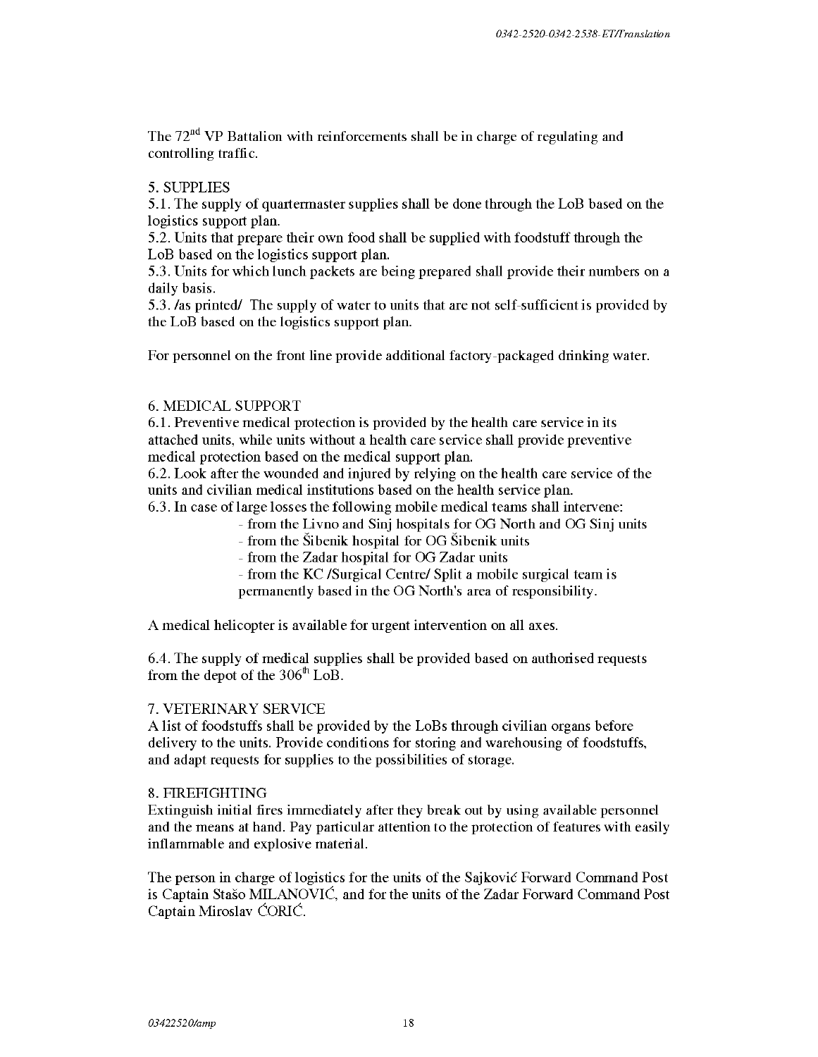The 72nd VP Battalion with reinforcements shall be in charge of regulating and controlling traffic.

5. SUPPLIES

5.1. The supply of quartermaster supplies shall be done through the LoB based on the logistics support plan.

5.2. Units that prepare their own food shall be supplied with foodstuff through the LoB based on the logistics support plan.

5.3. Units for which lunch packets are being prepared shall provide their numbers on a daily basis.

5.3. /as printed/ The supply of water to units that are not self-sufficient is provided by the LoB based on the logistics support plan.

For personnel on the front line provide additional factory-packaged drinking water.

6. MEDICAL SUPPORT

6.1. Preventive medical protection is provided by the health care service in its attached units, while units without a health care service shall provide preventive medical protection based on the medical support plan.

6.2. Look after the wounded and injured by relying on the health care service of the units and civilian medical institutions based on the health service plan.

6.3. In case of large losses the following mobile medical teams shall intervene:

- from the Livno and Sinj hospitals for OG North and OG Sinj units
- from the Šibenik hospital for OG Šibenik units
- from the Zadar hospital for OG Zadar units
- from the KC /Surgical Centre/ Split a mobile surgical team is permanently based in the OG North's area of responsibility.

A medical helicopter is available for urgent intervention on all axes.

6.4. The supply of medical supplies shall be provided based on authorised requests from the depot of the 306th LoB.

7. VETERINARY SERVICE

A list of foodstuffs shall be provided by the LoBs through civilian organs before delivery to the units. Provide conditions for storing and warehousing of foodstuffs, and adapt requests for supplies to the possibilities of storage.

8. FIREFIGHTING

Extinguish initial fires immediately after they break out by using available personnel and the means at hand. Pay particular attention to the protection of features with easily inflammable and explosive material.

The person in charge of logistics for the units of the Sajković Forward Command Post is Captain Stašo MILANOVIĆ, and for the units of the Zadar Forward Command Post Captain Miroslav ĆORIĆ.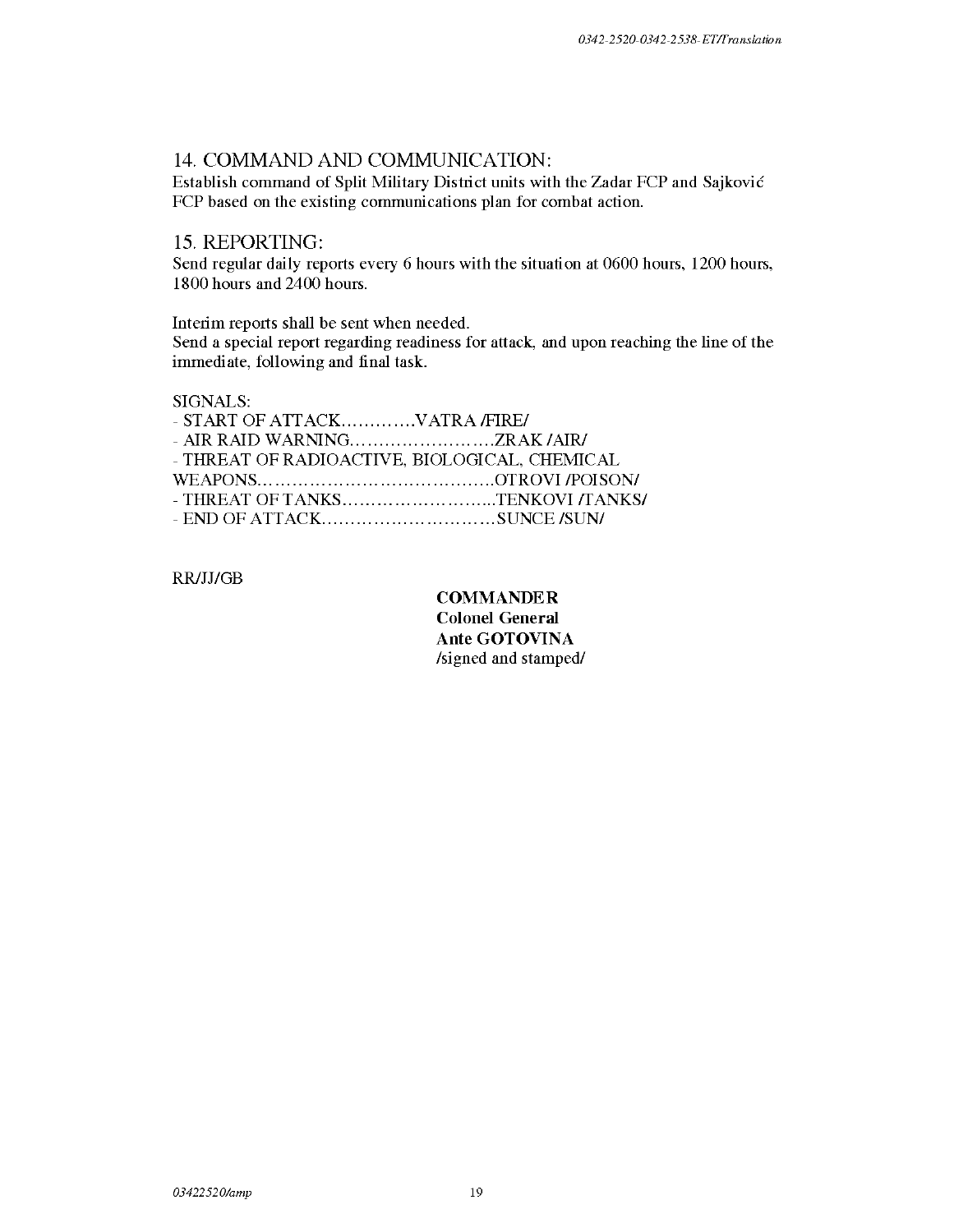## 14. COMMAND AND COMMUNICATION:

Establish command of Split Military District units with the Zadar FCP and Sajković FCP based on the existing communications plan for combat action.

## 15. REPORTING:

Send regular daily reports every 6 hours with the situation at 0600 hours, 1200 hours, 1800 hours and 2400 hours.

Interim reports shall be sent when needed.
Send a special report regarding readiness for attack, and upon reaching the line of the immediate, following and final task.

SIGNALS:
- START OF ATTACK………….VATRA /FIRE/
- AIR RAID WARNING…………………….ZRAK /AIR/
- THREAT OF RADIOACTIVE, BIOLOGICAL, CHEMICAL WEAPONS…………………………………..OTROVI /POISON/
- THREAT OF TANKS……………………...TENKOVI /TANKS/
- END OF ATTACK…………………………SUNCE /SUN/

RR/JJ/GB

**COMMANDER**
**Colonel General**
**Ante GOTOVINA**
/signed and stamped/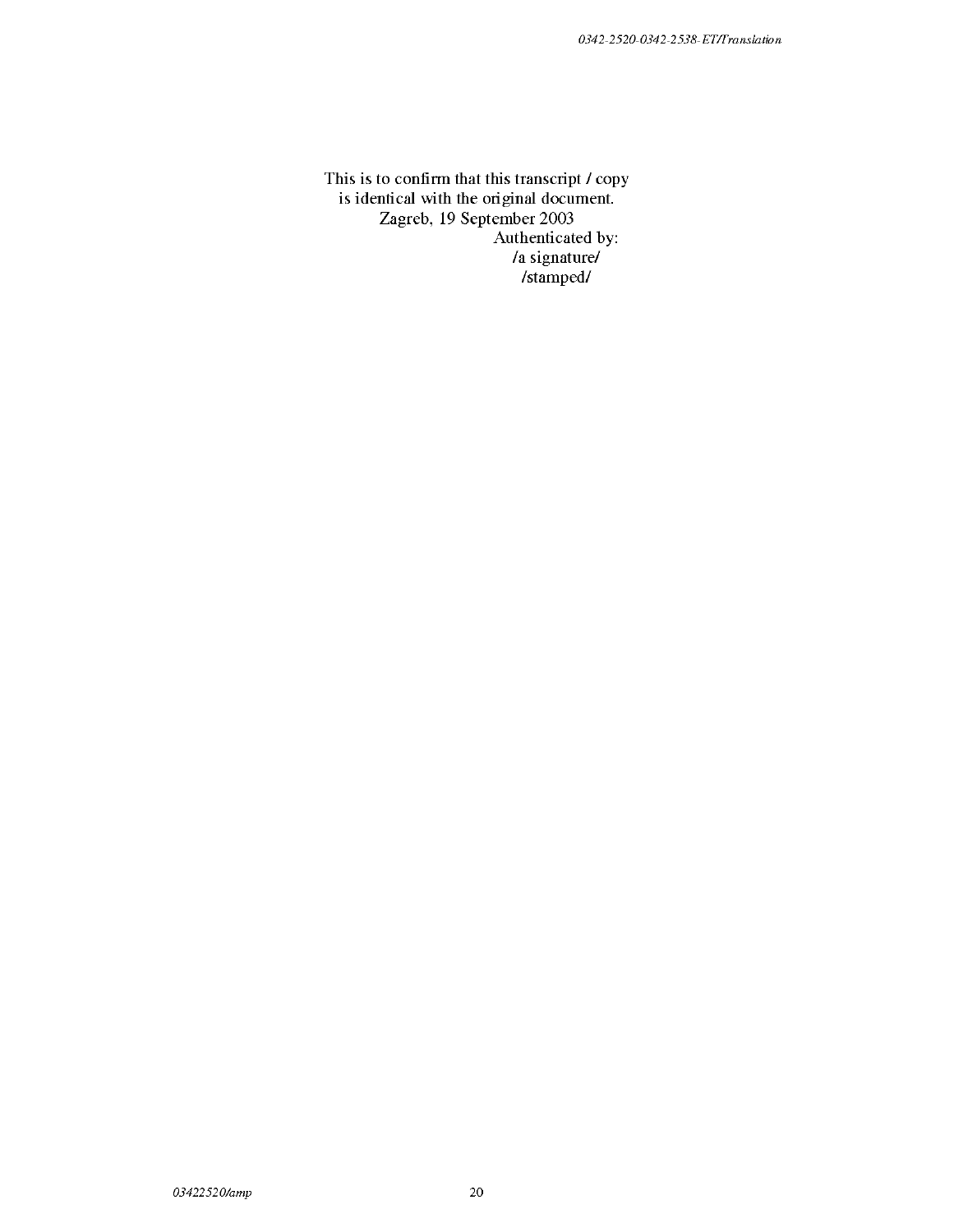This is to confirm that this transcript / copy
is identical with the original document.
Zagreb, 19 September 2003

Authenticated by:
/a signature/
/stamped/